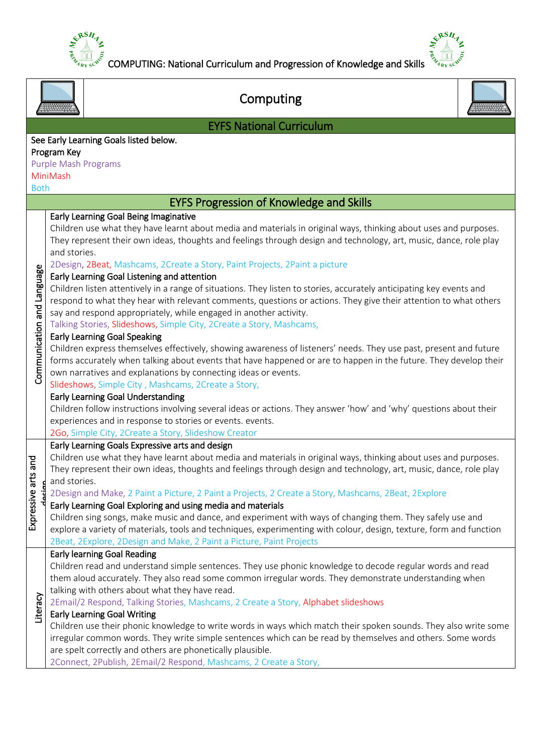COMPUTING: National Curriculum and Progression of Knowledge and Skills

# Computing

## EYFS National Curriculum

See Early Learning Goals listed below.

Program Key

Purple Mash Programs

MiniMash

Both

## EYFS Progression of Knowledge and Skills

| | |
|---|---|
| Communication and Language | **Early Learning Goal Being Imaginative**<br>Children use what they have learnt about media and materials in original ways, thinking about uses and purposes. They represent their own ideas, thoughts and feelings through design and technology, art, music, dance, role play and stories.<br>2Design, 2Beat, Mashcams, 2Create a Story, Paint Projects, 2Paint a picture<br>**Early Learning Goal Listening and attention**<br>Children listen attentively in a range of situations. They listen to stories, accurately anticipating key events and respond to what they hear with relevant comments, questions or actions. They give their attention to what others say and respond appropriately, while engaged in another activity.<br>Talking Stories, Slideshows, Simple City, 2Create a Story, Mashcams,<br>**Early Learning Goal Speaking**<br>Children express themselves effectively, showing awareness of listeners' needs. They use past, present and future forms accurately when talking about events that have happened or are to happen in the future. They develop their own narratives and explanations by connecting ideas or events.<br>Slideshows, Simple City , Mashcams, 2Create a Story,<br>**Early Learning Goal Understanding**<br>Children follow instructions involving several ideas or actions. They answer 'how' and 'why' questions about their experiences and in response to stories or events. events.<br>2Go, Simple City, 2Create a Story, Slideshow Creator |
| Expressive arts and design | **Early Learning Goals Expressive arts and design**<br>Children use what they have learnt about media and materials in original ways, thinking about uses and purposes. They represent their own ideas, thoughts and feelings through design and technology, art, music, dance, role play and stories.<br>2Design and Make, 2 Paint a Picture, 2 Paint a Projects, 2 Create a Story, Mashcams, 2Beat, 2Explore<br>**Early Learning Goal Exploring and using media and materials**<br>Children sing songs, make music and dance, and experiment with ways of changing them. They safely use and explore a variety of materials, tools and techniques, experimenting with colour, design, texture, form and function<br>2Beat, 2Explore, 2Design and Make, 2 Paint a Picture, Paint Projects |
| Literacy | **Early learning Goal Reading**<br>Children read and understand simple sentences. They use phonic knowledge to decode regular words and read them aloud accurately. They also read some common irregular words. They demonstrate understanding when talking with others about what they have read.<br>2Email/2 Respond, Talking Stories, Mashcams, 2 Create a Story, Alphabet slideshows<br>**Early Learning Goal Writing**<br>Children use their phonic knowledge to write words in ways which match their spoken sounds. They also write some irregular common words. They write simple sentences which can be read by themselves and others. Some words are spelt correctly and others are phonetically plausible.<br>2Connect, 2Publish, 2Email/2 Respond, Mashcams, 2 Create a Story, |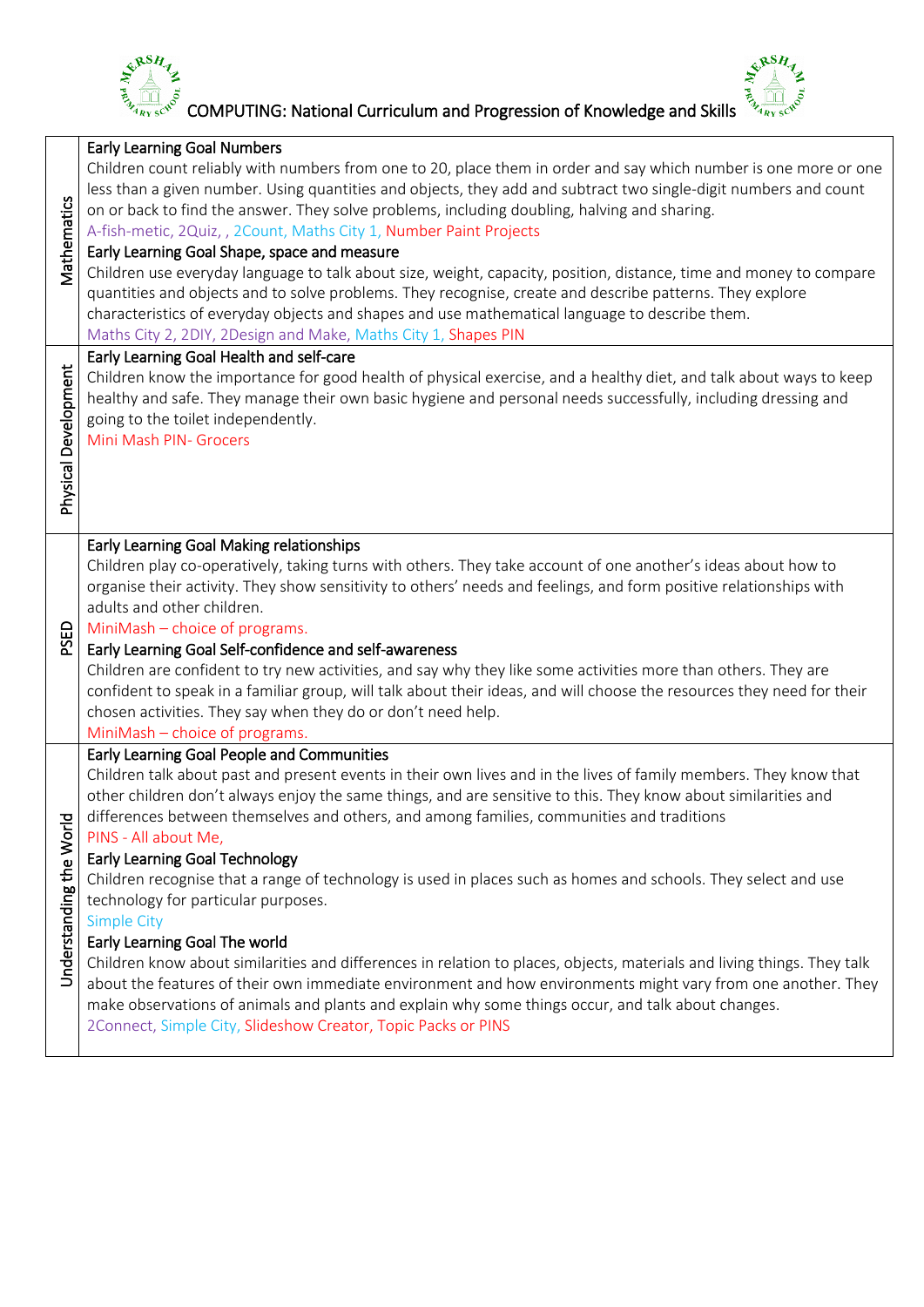# COMPUTING: National Curriculum and Progression of Knowledge and Skills

| Area | Early Learning Goals |
|---|---|
| Mathematics | **Early Learning Goal Numbers**<br>Children count reliably with numbers from one to 20, place them in order and say which number is one more or one less than a given number. Using quantities and objects, they add and subtract two single-digit numbers and count on or back to find the answer. They solve problems, including doubling, halving and sharing.<br>A-fish-metic, 2Quiz, , 2Count, Maths City 1, Number Paint Projects<br>**Early Learning Goal Shape, space and measure**<br>Children use everyday language to talk about size, weight, capacity, position, distance, time and money to compare quantities and objects and to solve problems. They recognise, create and describe patterns. They explore characteristics of everyday objects and shapes and use mathematical language to describe them.<br>Maths City 2, 2DIY, 2Design and Make, Maths City 1, Shapes PIN |
| Physical Development | **Early Learning Goal Health and self-care**<br>Children know the importance for good health of physical exercise, and a healthy diet, and talk about ways to keep healthy and safe. They manage their own basic hygiene and personal needs successfully, including dressing and going to the toilet independently.<br>Mini Mash PIN- Grocers |
| PSED | **Early Learning Goal Making relationships**<br>Children play co-operatively, taking turns with others. They take account of one another's ideas about how to organise their activity. They show sensitivity to others' needs and feelings, and form positive relationships with adults and other children.<br>MiniMash – choice of programs.<br>**Early Learning Goal Self-confidence and self-awareness**<br>Children are confident to try new activities, and say why they like some activities more than others. They are confident to speak in a familiar group, will talk about their ideas, and will choose the resources they need for their chosen activities. They say when they do or don't need help.<br>MiniMash – choice of programs. |
| Understanding the World | **Early Learning Goal People and Communities**<br>Children talk about past and present events in their own lives and in the lives of family members. They know that other children don't always enjoy the same things, and are sensitive to this. They know about similarities and differences between themselves and others, and among families, communities and traditions<br>PINS - All about Me,<br>**Early Learning Goal Technology**<br>Children recognise that a range of technology is used in places such as homes and schools. They select and use technology for particular purposes.<br>Simple City<br>**Early Learning Goal The world**<br>Children know about similarities and differences in relation to places, objects, materials and living things. They talk about the features of their own immediate environment and how environments might vary from one another. They make observations of animals and plants and explain why some things occur, and talk about changes.<br>2Connect, Simple City, Slideshow Creator, Topic Packs or PINS |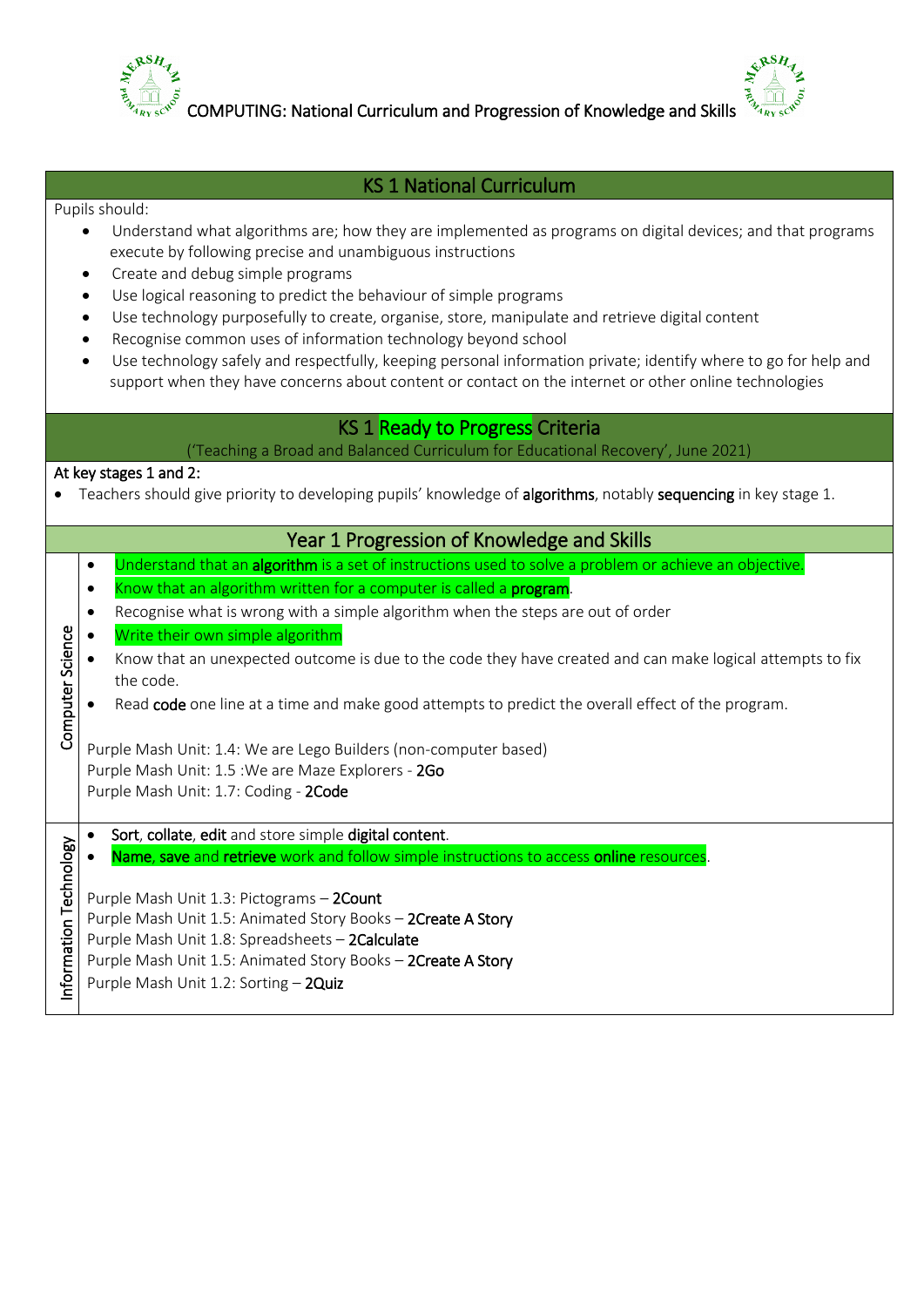## KS 1 National Curriculum

Pupils should:

- Understand what algorithms are; how they are implemented as programs on digital devices; and that programs execute by following precise and unambiguous instructions
- Create and debug simple programs
- Use logical reasoning to predict the behaviour of simple programs
- Use technology purposefully to create, organise, store, manipulate and retrieve digital content
- Recognise common uses of information technology beyond school
- Use technology safely and respectfully, keeping personal information private; identify where to go for help and support when they have concerns about content or contact on the internet or other online technologies

## KS 1 Ready to Progress Criteria

('Teaching a Broad and Balanced Curriculum for Educational Recovery', June 2021)

**At key stages 1 and 2:**

- Teachers should give priority to developing pupils' knowledge of **algorithms**, notably **sequencing** in key stage 1.

## Year 1 Progression of Knowledge and Skills

| | |
|---|---|
| **Computer Science** | • Understand that an **algorithm** is a set of instructions used to solve a problem or achieve an objective.<br>• Know that an algorithm written for a computer is called a **program**.<br>• Recognise what is wrong with a simple algorithm when the steps are out of order<br>• Write their own simple algorithm<br>• Know that an unexpected outcome is due to the code they have created and can make logical attempts to fix the code.<br>• Read **code** one line at a time and make good attempts to predict the overall effect of the program.<br><br>Purple Mash Unit: 1.4: We are Lego Builders (non-computer based)<br>Purple Mash Unit: 1.5 :We are Maze Explorers - **2Go**<br>Purple Mash Unit: 1.7: Coding - **2Code** |
| **Information Technology** | • **Sort**, **collate**, **edit** and store simple **digital content**.<br>• **Name**, **save** and **retrieve** work and follow simple instructions to access **online** resources.<br><br>Purple Mash Unit 1.3: Pictograms – **2Count**<br>Purple Mash Unit 1.5: Animated Story Books – **2Create A Story**<br>Purple Mash Unit 1.8: Spreadsheets – **2Calculate**<br>Purple Mash Unit 1.5: Animated Story Books – **2Create A Story**<br>Purple Mash Unit 1.2: Sorting – **2Quiz** |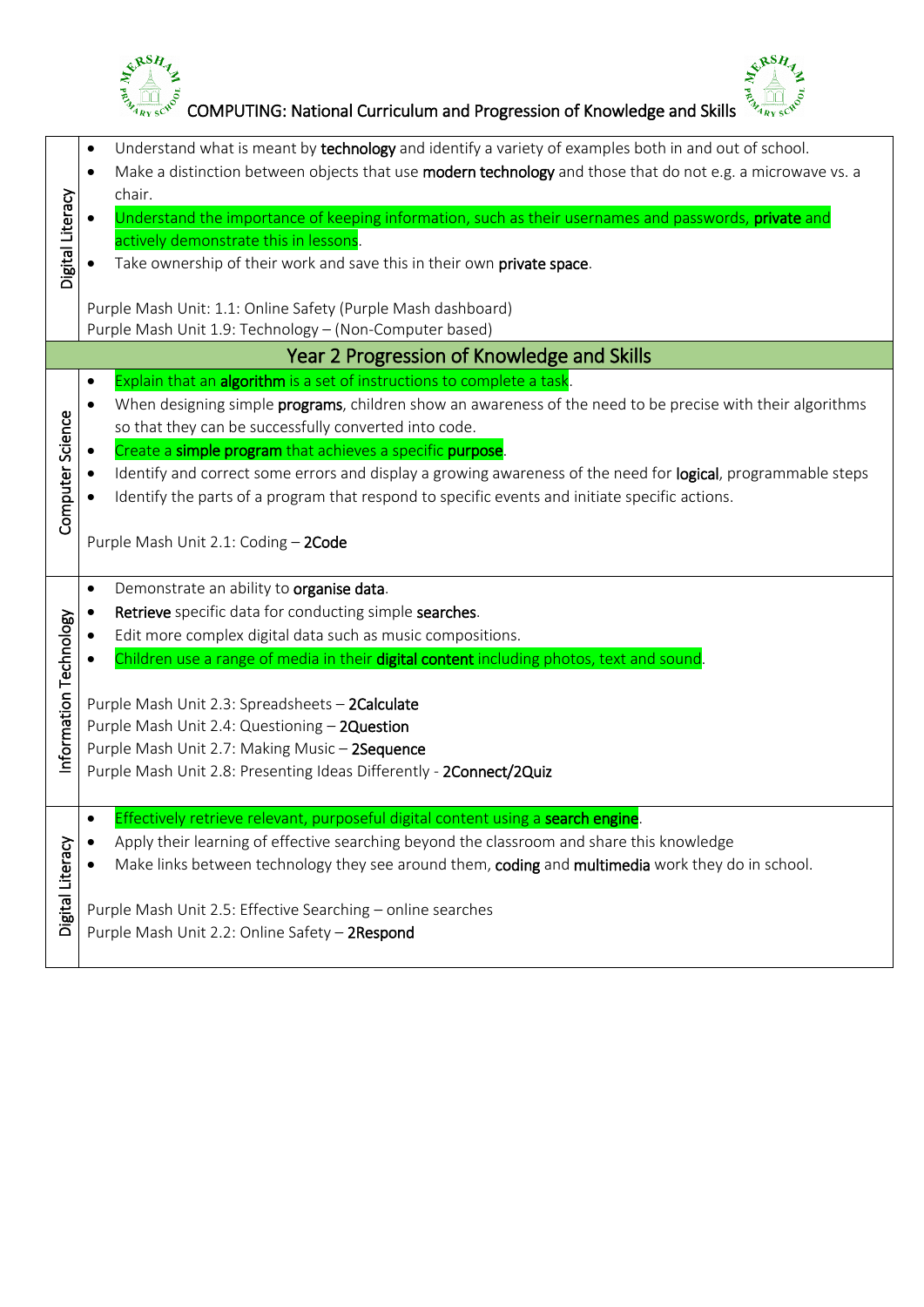# COMPUTING: National Curriculum and Progression of Knowledge and Skills

| | |
|---|---|
| Digital Literacy | • Understand what is meant by **technology** and identify a variety of examples both in and out of school.<br>• Make a distinction between objects that use **modern technology** and those that do not e.g. a microwave vs. a chair.<br>• Understand the importance of keeping information, such as their usernames and passwords, **private** and actively demonstrate this in lessons.<br>• Take ownership of their work and save this in their own **private space**.<br><br>Purple Mash Unit: 1.1: Online Safety (Purple Mash dashboard)<br>Purple Mash Unit 1.9: Technology – (Non-Computer based) |
| **Year 2 Progression of Knowledge and Skills** | |
| Computer Science | • Explain that an **algorithm** is a set of instructions to complete a task.<br>• When designing simple **programs**, children show an awareness of the need to be precise with their algorithms so that they can be successfully converted into code.<br>• Create a **simple program** that achieves a specific **purpose**.<br>• Identify and correct some errors and display a growing awareness of the need for **logical**, programmable steps<br>• Identify the parts of a program that respond to specific events and initiate specific actions.<br><br>Purple Mash Unit 2.1: Coding – **2Code** |
| Information Technology | • Demonstrate an ability to **organise data**.<br>• **Retrieve** specific data for conducting simple **searches**.<br>• Edit more complex digital data such as music compositions.<br>• Children use a range of media in their **digital content** including photos, text and sound.<br><br>Purple Mash Unit 2.3: Spreadsheets – **2Calculate**<br>Purple Mash Unit 2.4: Questioning – **2Question**<br>Purple Mash Unit 2.7: Making Music – **2Sequence**<br>Purple Mash Unit 2.8: Presenting Ideas Differently - **2Connect/2Quiz** |
| Digital Literacy | • Effectively retrieve relevant, purposeful digital content using a **search engine**.<br>• Apply their learning of effective searching beyond the classroom and share this knowledge<br>• Make links between technology they see around them, **coding** and **multimedia** work they do in school.<br><br>Purple Mash Unit 2.5: Effective Searching – online searches<br>Purple Mash Unit 2.2: Online Safety – **2Respond** |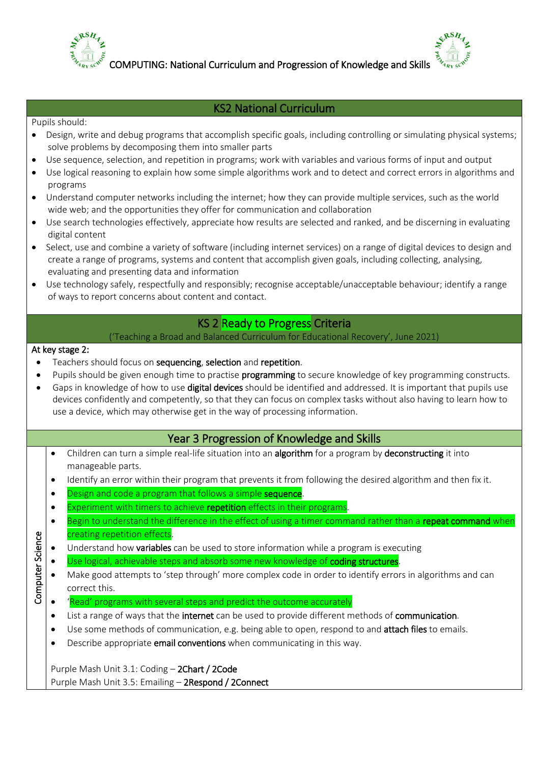COMPUTING: National Curriculum and Progression of Knowledge and Skills

## KS2 National Curriculum

Pupils should:

- Design, write and debug programs that accomplish specific goals, including controlling or simulating physical systems; solve problems by decomposing them into smaller parts
- Use sequence, selection, and repetition in programs; work with variables and various forms of input and output
- Use logical reasoning to explain how some simple algorithms work and to detect and correct errors in algorithms and programs
- Understand computer networks including the internet; how they can provide multiple services, such as the world wide web; and the opportunities they offer for communication and collaboration
- Use search technologies effectively, appreciate how results are selected and ranked, and be discerning in evaluating digital content
- Select, use and combine a variety of software (including internet services) on a range of digital devices to design and create a range of programs, systems and content that accomplish given goals, including collecting, analysing, evaluating and presenting data and information
- Use technology safely, respectfully and responsibly; recognise acceptable/unacceptable behaviour; identify a range of ways to report concerns about content and contact.

## KS 2 Ready to Progress Criteria

('Teaching a Broad and Balanced Curriculum for Educational Recovery', June 2021)

At key stage 2:

- Teachers should focus on **sequencing**, **selection** and **repetition**.
- Pupils should be given enough time to practise **programming** to secure knowledge of key programming constructs.
- Gaps in knowledge of how to use **digital devices** should be identified and addressed. It is important that pupils use devices confidently and competently, so that they can focus on complex tasks without also having to learn how to use a device, which may otherwise get in the way of processing information.

## Year 3 Progression of Knowledge and Skills

### Computer Science

- Children can turn a simple real-life situation into an **algorithm** for a program by **deconstructing** it into manageable parts.
- Identify an error within their program that prevents it from following the desired algorithm and then fix it.
- Design and code a program that follows a simple **sequence**.
- Experiment with timers to achieve **repetition** effects in their programs.
- Begin to understand the difference in the effect of using a timer command rather than a **repeat command** when creating repetition effects.
- Understand how **variables** can be used to store information while a program is executing
- Use logical, achievable steps and absorb some new knowledge of **coding structures**.
- Make good attempts to 'step through' more complex code in order to identify errors in algorithms and can correct this.
- 'Read' programs with several steps and predict the outcome accurately
- List a range of ways that the **internet** can be used to provide different methods of **communication**.
- Use some methods of communication, e.g. being able to open, respond to and **attach files** to emails.
- Describe appropriate **email conventions** when communicating in this way.

Purple Mash Unit 3.1: Coding – **2Chart / 2Code**
Purple Mash Unit 3.5: Emailing – **2Respond / 2Connect**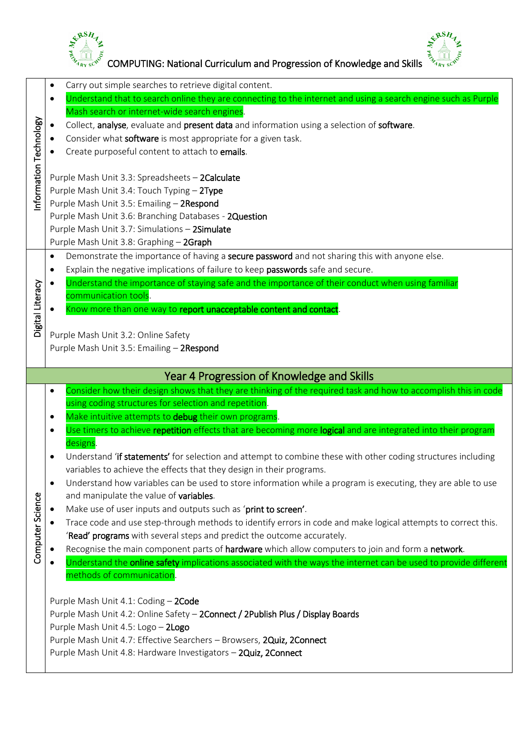# COMPUTING: National Curriculum and Progression of Knowledge and Skills

| | |
|---|---|
| Information Technology | • Carry out simple searches to retrieve digital content.<br>• Understand that to search online they are connecting to the internet and using a search engine such as Purple Mash search or internet-wide search engines.<br>• Collect, **analyse**, evaluate and **present data** and information using a selection of **software**.<br>• Consider what **software** is most appropriate for a given task.<br>• Create purposeful content to attach to **emails**.<br><br>Purple Mash Unit 3.3: Spreadsheets – **2Calculate**<br>Purple Mash Unit 3.4: Touch Typing – **2Type**<br>Purple Mash Unit 3.5: Emailing – **2Respond**<br>Purple Mash Unit 3.6: Branching Databases - **2Question**<br>Purple Mash Unit 3.7: Simulations – **2Simulate**<br>Purple Mash Unit 3.8: Graphing – **2Graph** |
| Digital Literacy | • Demonstrate the importance of having a **secure password** and not sharing this with anyone else.<br>• Explain the negative implications of failure to keep **passwords** safe and secure.<br>• Understand the importance of staying safe and the importance of their conduct when using familiar communication tools.<br>• Know more than one way to **report unacceptable content and contact**.<br><br>Purple Mash Unit 3.2: Online Safety<br>Purple Mash Unit 3.5: Emailing – **2Respond** |

## Year 4 Progression of Knowledge and Skills

| | |
|---|---|
| Computer Science | • Consider how their design shows that they are thinking of the required task and how to accomplish this in code using coding structures for selection and repetition.<br>• Make intuitive attempts to **debug** their own programs.<br>• Use timers to achieve **repetition** effects that are becoming more **logical** and are integrated into their program designs.<br>• Understand '**if statements'** for selection and attempt to combine these with other coding structures including variables to achieve the effects that they design in their programs.<br>• Understand how variables can be used to store information while a program is executing, they are able to use and manipulate the value of **variables**.<br>• Make use of user inputs and outputs such as '**print to screen'**.<br>• Trace code and use step-through methods to identify errors in code and make logical attempts to correct this. '**Read' programs** with several steps and predict the outcome accurately.<br>• Recognise the main component parts of **hardware** which allow computers to join and form a **network**.<br>• Understand the **online safety** implications associated with the ways the internet can be used to provide different methods of communication.<br><br>Purple Mash Unit 4.1: Coding – **2Code**<br>Purple Mash Unit 4.2: Online Safety – **2Connect / 2Publish Plus / Display Boards**<br>Purple Mash Unit 4.5: Logo – **2Logo**<br>Purple Mash Unit 4.7: Effective Searchers – Browsers, **2Quiz, 2Connect**<br>Purple Mash Unit 4.8: Hardware Investigators – **2Quiz, 2Connect** |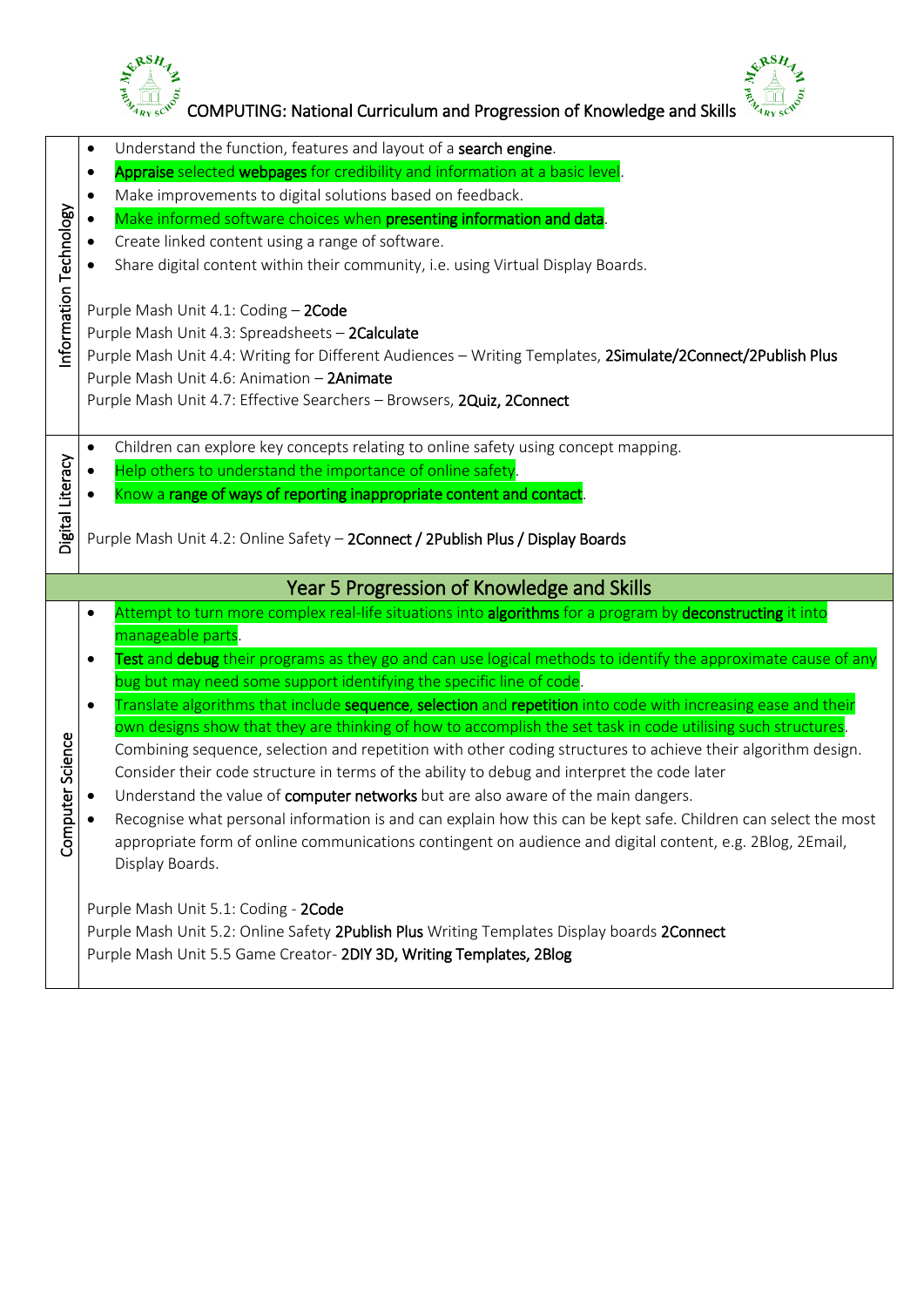# COMPUTING: National Curriculum and Progression of Knowledge and Skills

| | |
|---|---|
| Information Technology | • Understand the function, features and layout of a **search engine**.<br>• **Appraise** selected **webpages** for credibility and information at a basic level.<br>• Make improvements to digital solutions based on feedback.<br>• Make informed software choices when **presenting information and data**.<br>• Create linked content using a range of software.<br>• Share digital content within their community, i.e. using Virtual Display Boards.<br><br>Purple Mash Unit 4.1: Coding – **2Code**<br>Purple Mash Unit 4.3: Spreadsheets – **2Calculate**<br>Purple Mash Unit 4.4: Writing for Different Audiences – Writing Templates, **2Simulate/2Connect/2Publish Plus**<br>Purple Mash Unit 4.6: Animation – **2Animate**<br>Purple Mash Unit 4.7: Effective Searchers – Browsers, **2Quiz, 2Connect** |
| Digital Literacy | • Children can explore key concepts relating to online safety using concept mapping.<br>• Help others to understand the importance of online safety.<br>• Know a **range of ways of reporting inappropriate content and contact**.<br><br>Purple Mash Unit 4.2: Online Safety – **2Connect / 2Publish Plus / Display Boards** |

## Year 5 Progression of Knowledge and Skills

| | |
|---|---|
| Computer Science | • Attempt to turn more complex real-life situations into **algorithms** for a program by **deconstructing** it into manageable parts.<br>• **Test** and **debug** their programs as they go and can use logical methods to identify the approximate cause of any bug but may need some support identifying the specific line of code.<br>• Translate algorithms that include **sequence**, **selection** and **repetition** into code with increasing ease and their own designs show that they are thinking of how to accomplish the set task in code utilising such structures. Combining sequence, selection and repetition with other coding structures to achieve their algorithm design. Consider their code structure in terms of the ability to debug and interpret the code later<br>• Understand the value of **computer networks** but are also aware of the main dangers.<br>• Recognise what personal information is and can explain how this can be kept safe. Children can select the most appropriate form of online communications contingent on audience and digital content, e.g. 2Blog, 2Email, Display Boards.<br><br>Purple Mash Unit 5.1: Coding - **2Code**<br>Purple Mash Unit 5.2: Online Safety **2Publish Plus** Writing Templates Display boards **2Connect**<br>Purple Mash Unit 5.5 Game Creator- **2DIY 3D, Writing Templates, 2Blog** |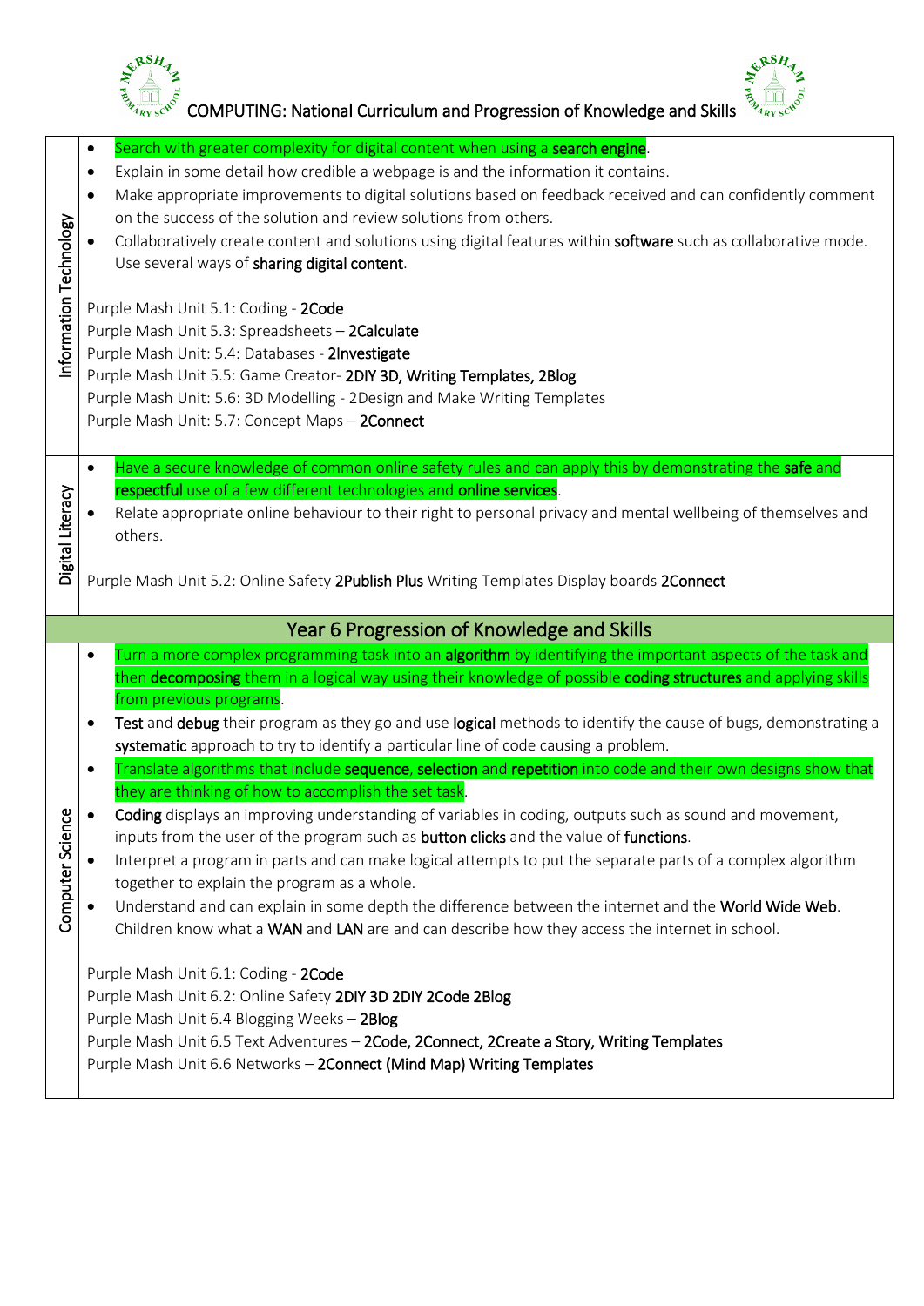# COMPUTING: National Curriculum and Progression of Knowledge and Skills

| | |
|---|---|
| Information Technology | • Search with greater complexity for digital content when using a **search engine**.<br>• Explain in some detail how credible a webpage is and the information it contains.<br>• Make appropriate improvements to digital solutions based on feedback received and can confidently comment on the success of the solution and review solutions from others.<br>• Collaboratively create content and solutions using digital features within **software** such as collaborative mode. Use several ways of **sharing digital content**.<br><br>Purple Mash Unit 5.1: Coding - **2Code**<br>Purple Mash Unit 5.3: Spreadsheets – **2Calculate**<br>Purple Mash Unit: 5.4: Databases - **2Investigate**<br>Purple Mash Unit 5.5: Game Creator- **2DIY 3D, Writing Templates, 2Blog**<br>Purple Mash Unit: 5.6: 3D Modelling - 2Design and Make Writing Templates<br>Purple Mash Unit: 5.7: Concept Maps – **2Connect** |
| Digital Literacy | • Have a secure knowledge of common online safety rules and can apply this by demonstrating the **safe** and **respectful** use of a few different technologies and **online services**.<br>• Relate appropriate online behaviour to their right to personal privacy and mental wellbeing of themselves and others.<br><br>Purple Mash Unit 5.2: Online Safety **2Publish Plus** Writing Templates Display boards **2Connect** |
| **Year 6 Progression of Knowledge and Skills** | |
| Computer Science | • Turn a more complex programming task into an **algorithm** by identifying the important aspects of the task and then **decomposing** them in a logical way using their knowledge of possible **coding structures** and applying skills from previous programs.<br>• **Test** and **debug** their program as they go and use **logical** methods to identify the cause of bugs, demonstrating a **systematic** approach to try to identify a particular line of code causing a problem.<br>• Translate algorithms that include **sequence**, **selection** and **repetition** into code and their own designs show that they are thinking of how to accomplish the set task.<br>• **Coding** displays an improving understanding of variables in coding, outputs such as sound and movement, inputs from the user of the program such as **button clicks** and the value of **functions**.<br>• Interpret a program in parts and can make logical attempts to put the separate parts of a complex algorithm together to explain the program as a whole.<br>• Understand and can explain in some depth the difference between the internet and the **World Wide Web**. Children know what a **WAN** and **LAN** are and can describe how they access the internet in school.<br><br>Purple Mash Unit 6.1: Coding - **2Code**<br>Purple Mash Unit 6.2: Online Safety **2DIY 3D 2DIY 2Code 2Blog**<br>Purple Mash Unit 6.4 Blogging Weeks – **2Blog**<br>Purple Mash Unit 6.5 Text Adventures – **2Code, 2Connect, 2Create a Story, Writing Templates**<br>Purple Mash Unit 6.6 Networks – **2Connect (Mind Map) Writing Templates** |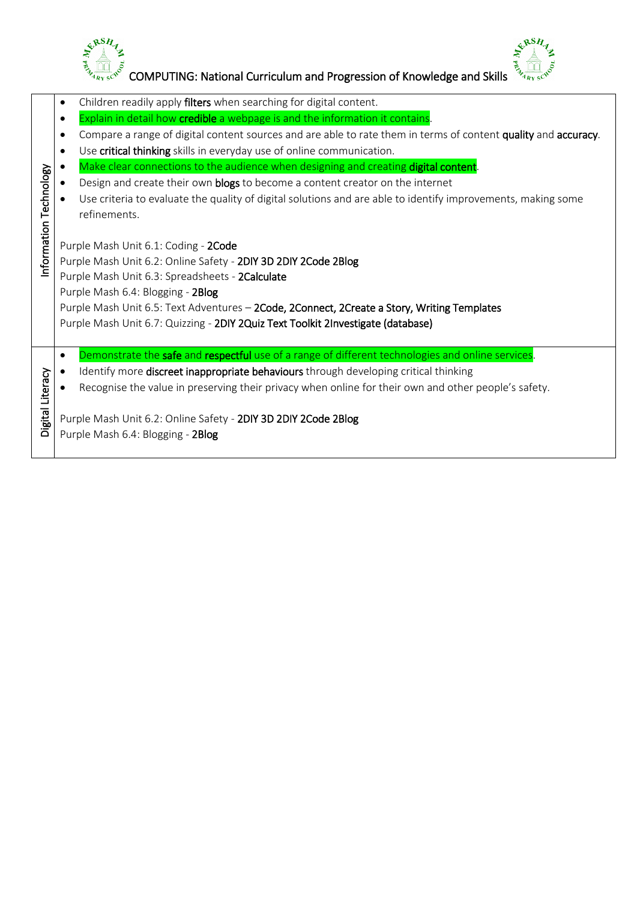COMPUTING: National Curriculum and Progression of Knowledge and Skills

| | |
|---|---|
| Information Technology | • Children readily apply **filters** when searching for digital content.<br>• Explain in detail how **credible** a webpage is and the information it contains.<br>• Compare a range of digital content sources and are able to rate them in terms of content **quality** and **accuracy**.<br>• Use **critical thinking** skills in everyday use of online communication.<br>• Make clear connections to the audience when designing and creating **digital content**.<br>• Design and create their own **blogs** to become a content creator on the internet<br>• Use criteria to evaluate the quality of digital solutions and are able to identify improvements, making some refinements.<br><br>Purple Mash Unit 6.1: Coding - **2Code**<br>Purple Mash Unit 6.2: Online Safety - **2DIY 3D 2DIY 2Code 2Blog**<br>Purple Mash Unit 6.3: Spreadsheets - **2Calculate**<br>Purple Mash 6.4: Blogging - **2Blog**<br>Purple Mash Unit 6.5: Text Adventures – **2Code, 2Connect, 2Create a Story, Writing Templates**<br>Purple Mash Unit 6.7: Quizzing - **2DIY 2Quiz Text Toolkit 2Investigate (database)** |
| Digital Literacy | • Demonstrate the **safe** and **respectful** use of a range of different technologies and online services.<br>• Identify more **discreet inappropriate behaviours** through developing critical thinking<br>• Recognise the value in preserving their privacy when online for their own and other people's safety.<br><br>Purple Mash Unit 6.2: Online Safety - **2DIY 3D 2DIY 2Code 2Blog**<br>Purple Mash 6.4: Blogging - **2Blog** |